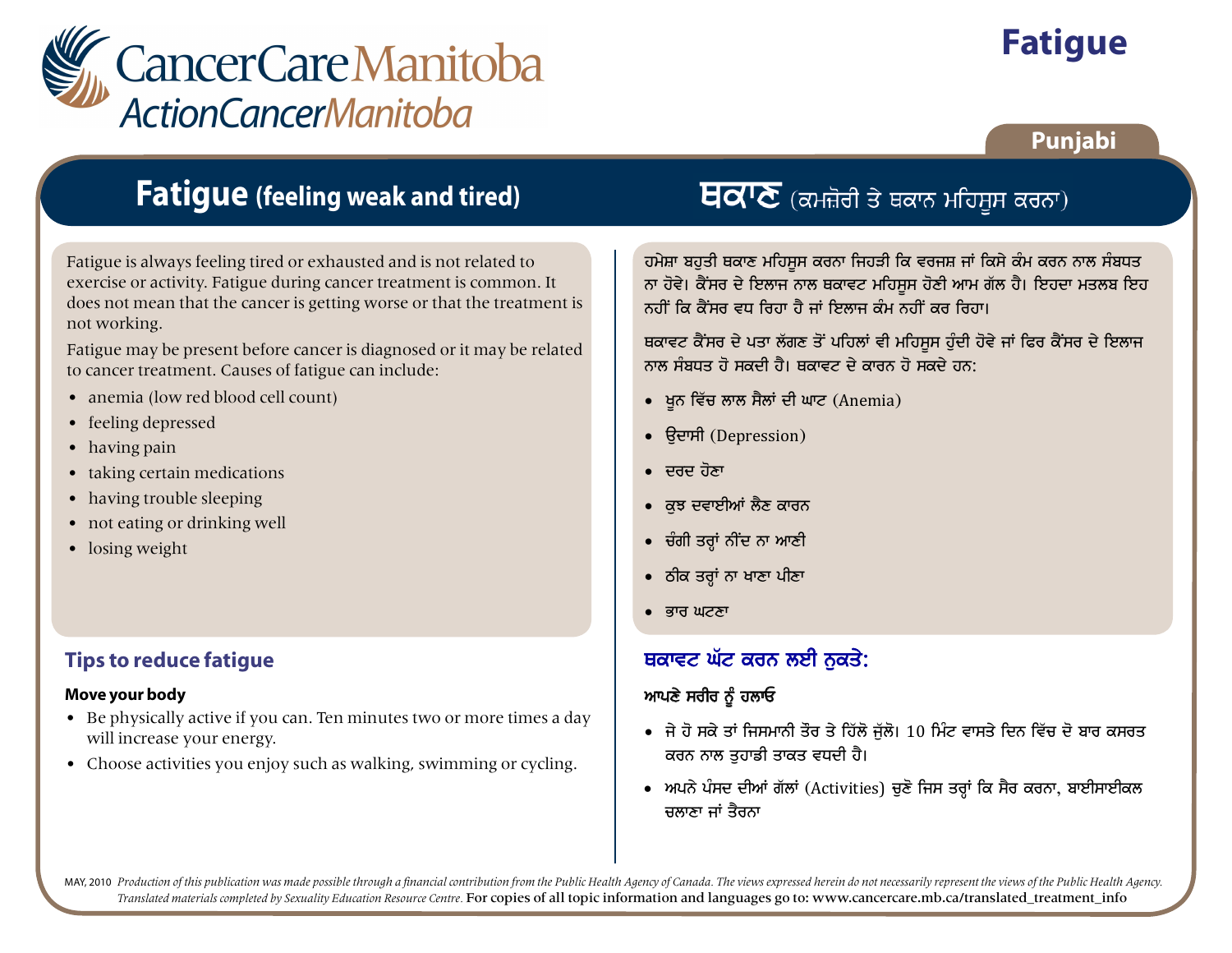# Fatigue

**Punjabi**

## Fatigue (feeling weak and tired)

Fatigue is always feeling tired or exhausted and is not related to exercise or activity. Fatigue during cancer treatment is common. It does not mean that the cancer is getting worse or that the treatment is not working.

Fatigue may be present before cancer is diagnosed or it may be related to cancer treatment. Causes of fatigue can include:

- anemia (low red blood cell count)
- feeling depressed
- having pain
- taking certain medications
- having trouble sleeping
- not eating or drinking well
- losing weight

### Tips to reduce fatigue

**Move your body**

- Be physically active if you can. Ten minutes two or more times a day will increase your energy.
- Choose activities you enjoy such as walking, swimming or cycling.

## ਥਕਾਣ (ਕਮਜ਼ੋਰੀ ਤੇ ਥਕਾਨ ਮਹਿਸੂਸ ਕਰਨਾ)

ਹਮੇਸ਼ਾ ਬਹੁਤੀ ਥਕਾਣ ਮਹਿਸੂਸ ਕਰਨਾ ਜਿਹੜੀ ਕਿ ਵਰਜਸ਼ ਜਾਂ ਕਿਸੇ ਕੰਮ ਕਰਨ ਨਾਲ ਸੰਬਧਤ ਨਾ ਹੋਵੇ। ਕੈਂਸਰ ਦੇ ਇਲਾਜ ਨਾਲ ਥਕਾਵਟ ਮਹਿਸੂਸ ਹੋਣੀ ਆਮ ਗੱਲ ਹੈ। ਇਹਦਾ ਮਤਲਬ ਇਹ ਨਹੀਂ ਕਿ ਕੈਂਸਰ ਵਧ ਰਿਹਾ ਹੈ ਜਾਂ ਇਲਾਜ ਕੰਮ ਨਹੀਂ ਕਰ ਰਿਹਾ।

ਥਕਾਵਟ ਕੈਂਸਰ ਦੇ ਪਤਾ ਲੱਗਣ ਤੋਂ ਪਹਿਲਾਂ ਵੀ ਮਹਿਸੂਸ ਹੁੰਦੀ ਹੋਵੇ ਜਾਂ ਫਿਰ ਕੈਂਸਰ ਦੇ ਇਲਾਜ ਨਾਲ ਸੰਬਧਤ ਹੋ ਸਕਦੀ ਹੈ। ਥਕਾਵਟ ਦੇ ਕਾਰਨ ਹੋ ਸਕਦੇ ਹਨ:

- ਖ਼ੂਨ ਵਿੱਚ ਲਾਲ ਸੈਲਾਂ ਦੀ ਘਾਟ (Anemia)
- ਉਦਾਸੀ (Depression)
- ਦਰਦ ਹੋਣਾ
- ਕੁਝ ਦਵਾਈਆਂ ਲੈਣ ਕਾਰਨ
- ਚੰਗੀ ਤਰ੍ਹਾਂ ਨੀਂਦ ਨਾ ਆਣੀ
- ਠੀਕ ਤਰ੍ਹਾਂ ਨਾ ਖਾਣਾ ਪੀਣਾ
- ਭਾਰ ਘਟਣਾ

### ਥਕਾਵਟ ਘੱਟ ਕਰਨ ਲਈ ਨੁਕਤੇ:

**ਆਪਣੇ ਸਰੀਰ ਨੂੰ ਹਲਾਓ**

- ਜੇ ਹੋ ਸਕੇ ਤਾਂ ਜਿਸਮਾਨੀ ਤੌਰ ਤੇ ਹਿੱਲੋ ਜੁੱਲੋ। 10 ਮਿੰਟ ਵਾਸਤੇ ਦਿਨ ਵਿੱਚ ਦੋ ਬਾਰ ਕਸਰਤ ਕਰਨ ਨਾਲ ਤੁਹਾਡੀ ਤਾਕਤ ਵਧਦੀ ਹੈ।
- ਅਪਨੇ ਪੰਸਦ ਦੀਆਂ ਗੱਲਾਂ (Activities) ਚੁਣੋ ਜਿਸ ਤਰ੍ਹਾਂ ਕਿ ਸੈਰ ਕਰਨਾ, ਬਾਈਸਾਈਕਲ ਚਲਾਣਾ ਜਾਂ ਤੈਰਨਾ

MAY, 2010 *Production of this publication was made possible through a financial contribution from the Public Health Agency of Canada. The views expressed herein do not necessarily represent the views of the Public Health Agency. Translated materials completed by Sexuality Education Resource Centre.* For copies of all topic information and languages go to: www.cancercare.mb.ca/translated_treatment_info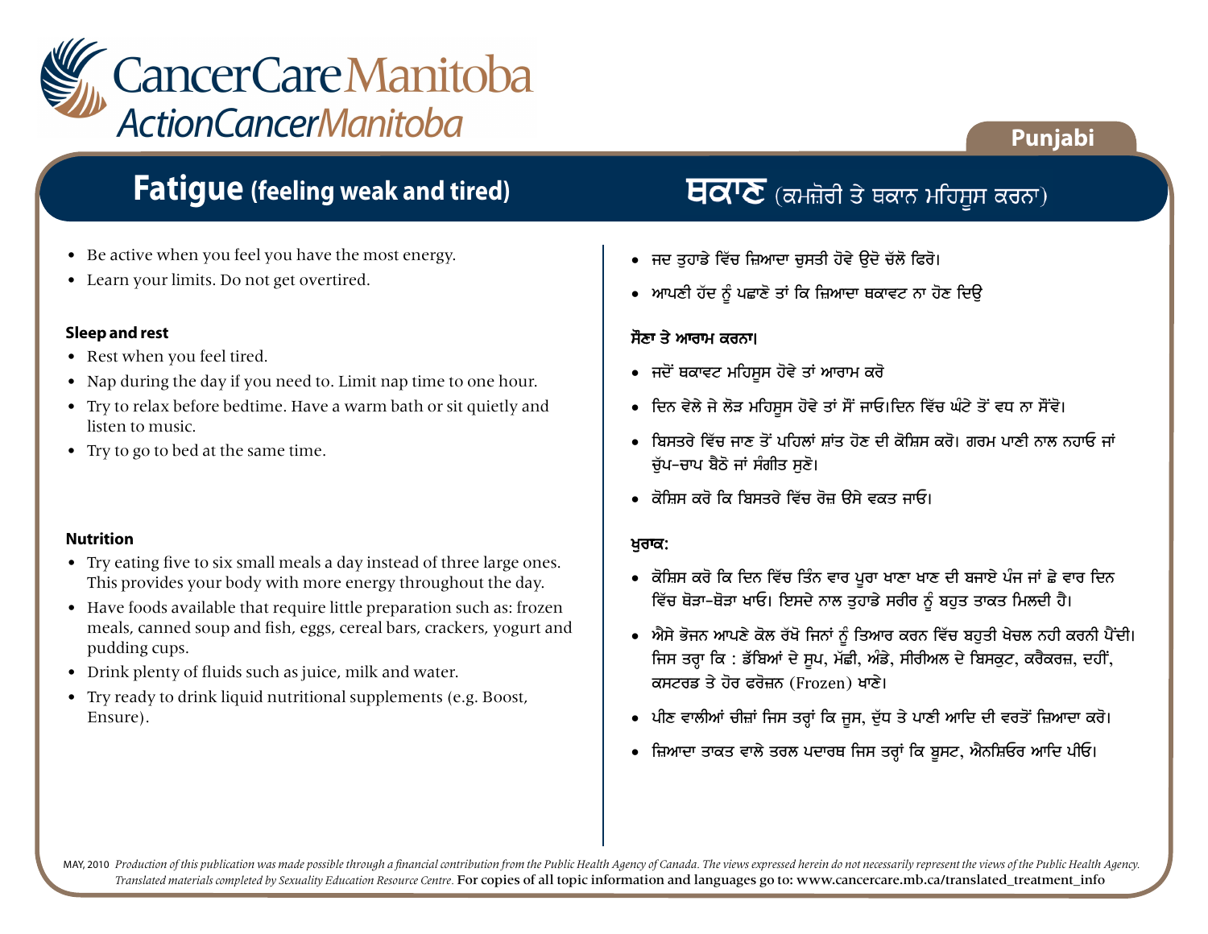CancerCare Manitoba
ActionCancerManitoba

Punjabi

## Fatigue (feeling weak and tired)

- Be active when you feel you have the most energy.
- Learn your limits. Do not get overtired.

### Sleep and rest

- Rest when you feel tired.
- Nap during the day if you need to. Limit nap time to one hour.
- Try to relax before bedtime. Have a warm bath or sit quietly and listen to music.
- Try to go to bed at the same time.

### Nutrition

- Try eating five to six small meals a day instead of three large ones. This provides your body with more energy throughout the day.
- Have foods available that require little preparation such as: frozen meals, canned soup and fish, eggs, cereal bars, crackers, yogurt and pudding cups.
- Drink plenty of fluids such as juice, milk and water.
- Try ready to drink liquid nutritional supplements (e.g. Boost, Ensure).

## ਥਕਾਣ (ਕਮਜ਼ੋਰੀ ਤੇ ਥਕਾਨ ਮਹਿਸੂਸ ਕਰਨਾ)

- ਜਦ ਤੁਹਾਡੇ ਵਿੱਚ ਜ਼ਿਆਦਾ ਚੁਸਤੀ ਹੋਵੇ ਉਦੋ ਚੱਲੋ ਫਿਰੋ।
- ਆਪਣੀ ਹੱਦ ਨੂੰ ਪਛਾਣੋ ਤਾਂ ਕਿ ਜ਼ਿਆਦਾ ਥਕਾਵਟ ਨਾ ਹੋਣ ਦਿਉ

### ਸੌਣਾ ਤੇ ਆਰਾਮ ਕਰਨਾ।

- ਜਦੋਂ ਥਕਾਵਟ ਮਹਿਸੂਸ ਹੋਵੇ ਤਾਂ ਆਰਾਮ ਕਰੋ
- ਦਿਨ ਵੇਲੇ ਜੇ ਲੋੜ ਮਹਿਸੂਸ ਹੋਵੇ ਤਾਂ ਸੌਂ ਜਾਓ।ਦਿਨ ਵਿੱਚ ਘੰਟੇ ਤੋਂ ਵਧ ਨਾ ਸੌਂਵੋ।
- ਬਿਸਤਰੇ ਵਿੱਚ ਜਾਣ ਤੋਂ ਪਹਿਲਾਂ ਸ਼ਾਂਤ ਹੋਣ ਦੀ ਕੋਸ਼ਿਸ ਕਰੋ। ਗਰਮ ਪਾਣੀ ਨਾਲ ਨਹਾਓ ਜਾਂ ਚੁੱਪ-ਚਾਪ ਬੈਠੋ ਜਾਂ ਸੰਗੀਤ ਸੁਣੋ।
- ਕੋਸ਼ਿਸ ਕਰੋ ਕਿ ਬਿਸਤਰੇ ਵਿੱਚ ਰੋਜ਼ ਉਸੇ ਵਕਤ ਜਾਓ।

### ਖੁਰਾਕ:

- ਕੋਸ਼ਿਸ ਕਰੋ ਕਿ ਦਿਨ ਵਿੱਚ ਤਿੰਨ ਵਾਰ ਪੂਰਾ ਖਾਣਾ ਖਾਣ ਦੀ ਬਜਾਏ ਪੰਜ ਜਾਂ ਛੇ ਵਾਰ ਦਿਨ ਵਿੱਚ ਥੋੜਾ-ਥੋੜਾ ਖਾਓ। ਇਸਦੇ ਨਾਲ ਤੁਹਾਡੇ ਸਰੀਰ ਨੂੰ ਬਹੁਤ ਤਾਕਤ ਮਿਲਦੀ ਹੈ।
- ਐਸੇ ਭੋਜਨ ਆਪਣੇ ਕੋਲ ਰੱਖੋ ਜਿਨਾਂ ਨੂੰ ਤਿਆਰ ਕਰਨ ਵਿੱਚ ਬਹੁਤੀ ਖੇਚਲ ਨਹੀ ਕਰਨੀ ਪੈਂਦੀ। ਜਿਸ ਤਰ੍ਹਾ ਕਿ : ਡੱਬਿਆਂ ਦੇ ਸੂਪ, ਮੱਛੀ, ਅੰਡੇ, ਸੀਰੀਅਲ ਦੇ ਬਿਸਕੁਟ, ਕਰੈਕਰਜ਼, ਦਹੀਂ, ਕਸਟਰਡ ਤੇ ਹੋਰ ਫਰੋਜ਼ਨ (Frozen) ਖਾਣੇ।
- ਪੀਣ ਵਾਲੀਆਂ ਚੀਜ਼ਾਂ ਜਿਸ ਤਰ੍ਹਾਂ ਕਿ ਜੂਸ, ਦੁੱਧ ਤੇ ਪਾਣੀ ਆਦਿ ਦੀ ਵਰਤੋਂ ਜ਼ਿਆਦਾ ਕਰੋ।
- ਜ਼ਿਆਦਾ ਤਾਕਤ ਵਾਲੇ ਤਰਲ ਪਦਾਰਥ ਜਿਸ ਤਰ੍ਹਾਂ ਕਿ ਬੂਸਟ, ਐਨਸ਼ਿਓਰ ਆਦਿ ਪੀਓ।

MAY, 2010 *Production of this publication was made possible through a financial contribution from the Public Health Agency of Canada. The views expressed herein do not necessarily represent the views of the Public Health Agency. Translated materials completed by Sexuality Education Resource Centre.* For copies of all topic information and languages go to: www.cancercare.mb.ca/translated_treatment_info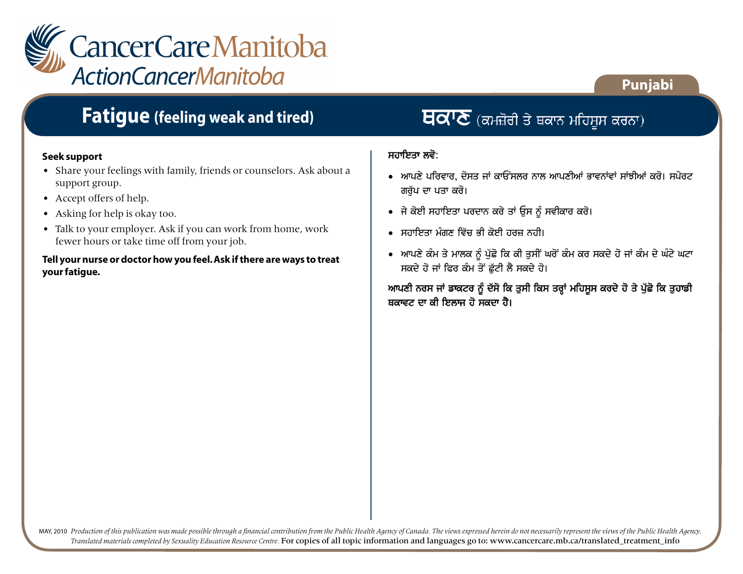**Punjabi**

## Fatigue (feeling weak and tired)

**Seek support**

- Share your feelings with family, friends or counselors. Ask about a support group.
- Accept offers of help.
- Asking for help is okay too.
- Talk to your employer. Ask if you can work from home, work fewer hours or take time off from your job.

**Tell your nurse or doctor how you feel. Ask if there are ways to treat your fatigue.**

## ਥਕਾਣ (ਕਮਜ਼ੋਰੀ ਤੇ ਥਕਾਨ ਮਹਿਸੂਸ ਕਰਨਾ)

**ਸਹਾਇਤਾ ਲਵੋ:**

- ਆਪਣੇ ਪਰਿਵਾਰ, ਦੋਸਤ ਜਾਂ ਕਾਓਂਸਲਰ ਨਾਲ ਆਪਣੀਆਂ ਭਾਵਨਾਂਵਾਂ ਸਾਂਝੀਆਂ ਕਰੋ। ਸਪੋਰਟ ਗਰੁੱਪ ਦਾ ਪਤਾ ਕਰੋ।
- ਜੇ ਕੋਈ ਸਹਾਇਤਾ ਪਰਦਾਨ ਕਰੇ ਤਾਂ ਉਸ ਨੂੰ ਸਵੀਕਾਰ ਕਰੋ।
- ਸਹਾਇਤਾ ਮੰਗਣ ਵਿੱਚ ਭੀ ਕੋਈ ਹਰਜ਼ ਨਹੀ।
- ਆਪਣੇ ਕੰਮ ਤੇ ਮਾਲਕ ਨੂੰ ਪੁੱਛੋ ਕਿ ਕੀ ਤੁਸੀਂ ਘਰੋਂ ਕੰਮ ਕਰ ਸਕਦੇ ਹੋ ਜਾਂ ਕੰਮ ਦੇ ਘੰਟੇ ਘਟਾ ਸਕਦੇ ਹੋ ਜਾਂ ਫਿਰ ਕੰਮ ਤੋਂ ਛੁੱਟੀ ਲੈ ਸਕਦੇ ਹੋ।

**ਆਪਣੀ ਨਰਸ ਜਾਂ ਡਾਕਟਰ ਨੂੰ ਦੱਸੋ ਕਿ ਤੁਸੀ ਕਿਸ ਤਰ੍ਹਾਂ ਮਹਿਸੂਸ ਕਰਦੇ ਹੋ ਤੇ ਪੁੱਛੋ ਕਿ ਤੁਹਾਡੀ ਥਕਾਵਟ ਦਾ ਕੀ ਇਲਾਜ ਹੋ ਸਕਦਾ ਹੈ।**

MAY, 2010 *Production of this publication was made possible through a financial contribution from the Public Health Agency of Canada. The views expressed herein do not necessarily represent the views of the Public Health Agency. Translated materials completed by Sexuality Education Resource Centre.* For copies of all topic information and languages go to: www.cancercare.mb.ca/translated_treatment_info